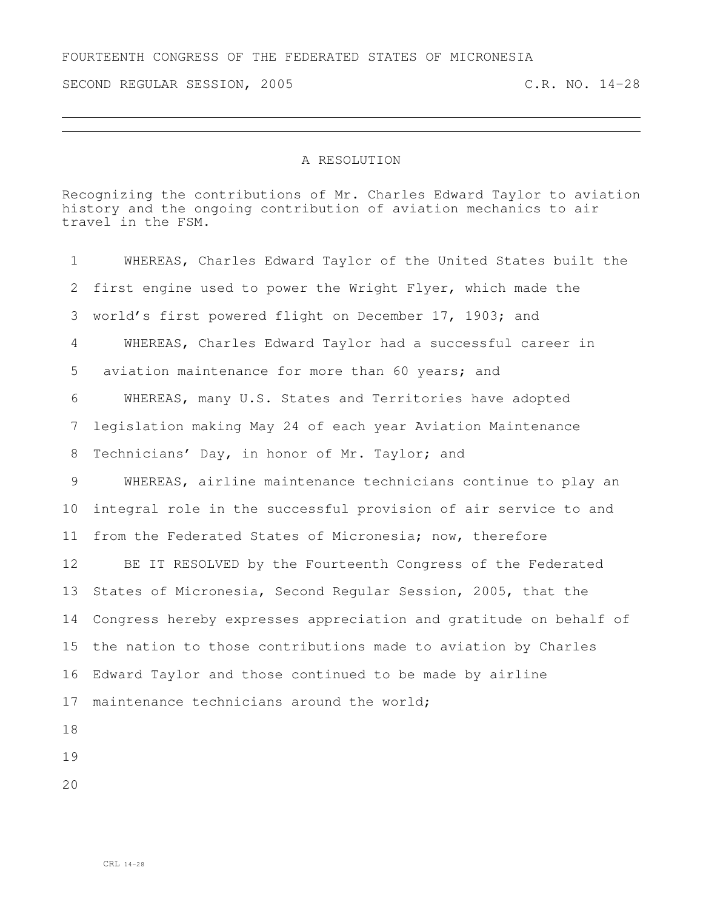FOURTEENTH CONGRESS OF THE FEDERATED STATES OF MICRONESIA

SECOND REGULAR SESSION, 2005 C.R. NO. 14-28

# A RESOLUTION

Recognizing the contributions of Mr. Charles Edward Taylor to aviation history and the ongoing contribution of aviation mechanics to air travel in the FSM.

1 WHEREAS, Charles Edward Taylor of the United States built the
2 first engine used to power the Wright Flyer, which made the
3 world's first powered flight on December 17, 1903; and
4 WHEREAS, Charles Edward Taylor had a successful career in
5 aviation maintenance for more than 60 years; and
6 WHEREAS, many U.S. States and Territories have adopted
7 legislation making May 24 of each year Aviation Maintenance
8 Technicians' Day, in honor of Mr. Taylor; and
9 WHEREAS, airline maintenance technicians continue to play an
10 integral role in the successful provision of air service to and
11 from the Federated States of Micronesia; now, therefore
12 BE IT RESOLVED by the Fourteenth Congress of the Federated
13 States of Micronesia, Second Regular Session, 2005, that the
14 Congress hereby expresses appreciation and gratitude on behalf of
15 the nation to those contributions made to aviation by Charles
16 Edward Taylor and those continued to be made by airline
17 maintenance technicians around the world;
18
19
20

CRL 14-28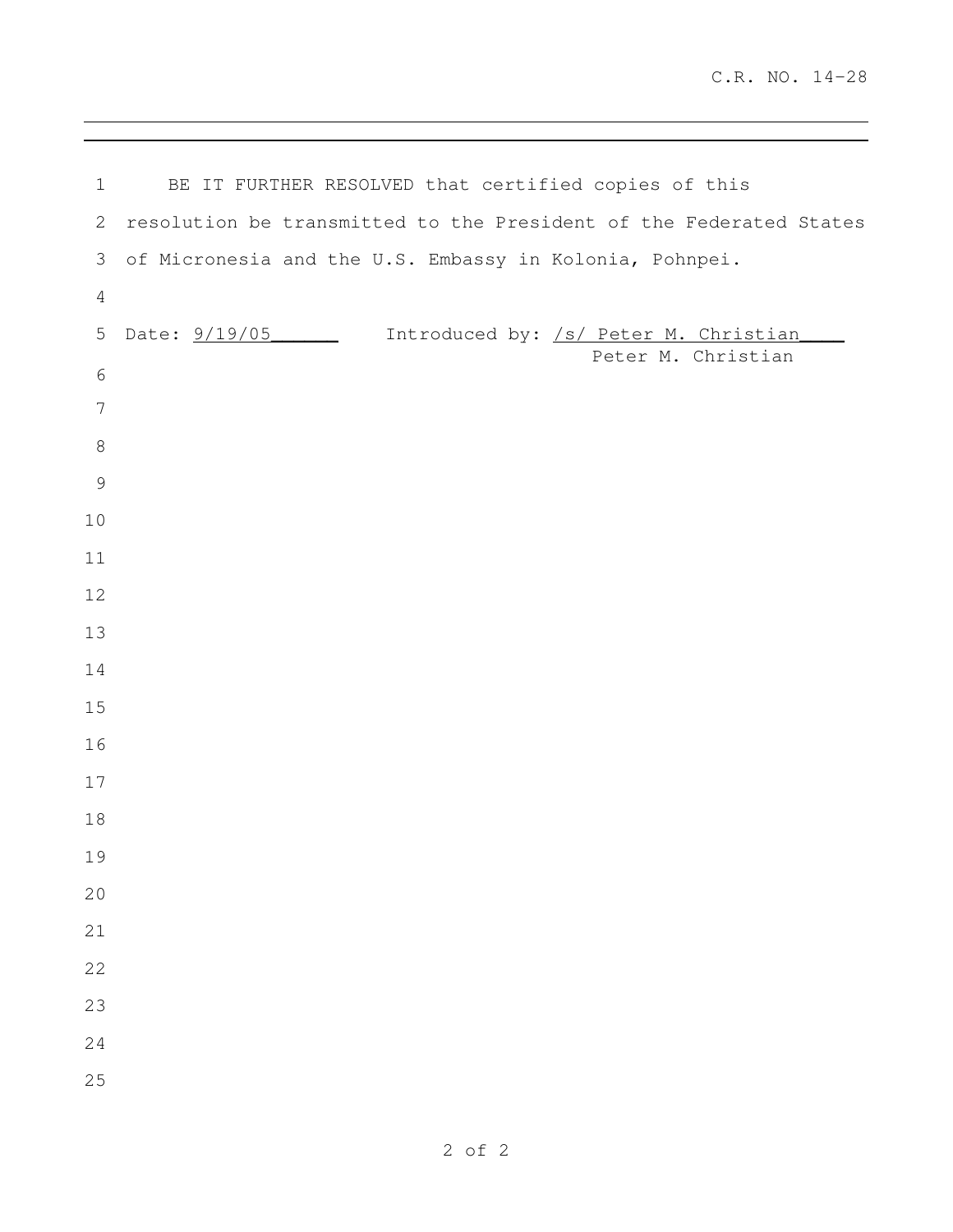BE IT FURTHER RESOLVED that certified copies of this resolution be transmitted to the President of the Federated States of Micronesia and the U.S. Embassy in Kolonia, Pohnpei.

Date: 9/19/05

Introduced by: /s/ Peter M. Christian

Peter M. Christian